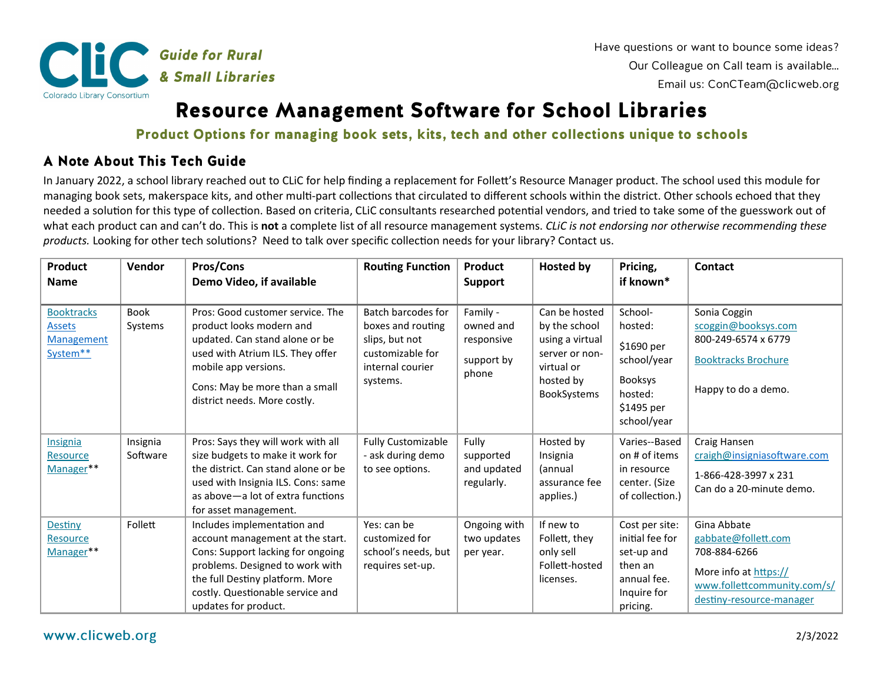CLiC Colorado Library Consortium

**Guide for Rural & Small Libraries**

Have questions or want to bounce some ideas?
Our Colleague on Call team is available...
Email us: ConCTeam@clicweb.org

# Resource Management Software for School Libraries

## Product Options for managing book sets, kits, tech and other collections unique to schools

### A Note About This Tech Guide

In January 2022, a school library reached out to CLiC for help finding a replacement for Follett's Resource Manager product. The school used this module for managing book sets, makerspace kits, and other multi-part collections that circulated to different schools within the district. Other schools echoed that they needed a solution for this type of collection. Based on criteria, CLiC consultants researched potential vendors, and tried to take some of the guesswork out of what each product can and can't do. This is **not** a complete list of all resource management systems. *CLiC is not endorsing nor otherwise recommending these products.* Looking for other tech solutions? Need to talk over specific collection needs for your library? Contact us.

| Product Name | Vendor | Pros/Cons Demo Video, if available | Routing Function | Product Support | Hosted by | Pricing, if known* | Contact |
|---|---|---|---|---|---|---|---|
| Booktracks Assets Management System** | Book Systems | Pros: Good customer service. The product looks modern and updated. Can stand alone or be used with Atrium ILS. They offer mobile app versions. Cons: May be more than a small district needs. More costly. | Batch barcodes for boxes and routing slips, but not customizable for internal courier systems. | Family - owned and responsive support by phone | Can be hosted by the school using a virtual server or non-virtual or hosted by BookSystems | School-hosted: $1690 per school/year Booksys hosted: $1495 per school/year | Sonia Coggin scoggin@booksys.com 800-249-6574 x 6779 Booktracks Brochure Happy to do a demo. |
| Insignia Resource Manager** | Insignia Software | Pros: Says they will work with all size budgets to make it work for the district. Can stand alone or be used with Insignia ILS. Cons: same as above—a lot of extra functions for asset management. | Fully Customizable - ask during demo to see options. | Fully supported and updated regularly. | Hosted by Insignia (annual assurance fee applies.) | Varies--Based on # of items in resource center. (Size of collection.) | Craig Hansen craigh@insigniasoftware.com 1-866-428-3997 x 231 Can do a 20-minute demo. |
| Destiny Resource Manager** | Follett | Includes implementation and account management at the start. Cons: Support lacking for ongoing problems. Designed to work with the full Destiny platform. More costly. Questionable service and updates for product. | Yes: can be customized for school's needs, but requires set-up. | Ongoing with two updates per year. | If new to Follett, they only sell Follett-hosted licenses. | Cost per site: initial fee for set-up and then an annual fee. Inquire for pricing. | Gina Abbate gabbate@follett.com 708-884-6266 More info at https://www.follettcommunity.com/s/destiny-resource-manager |

www.clicweb.org

2/3/2022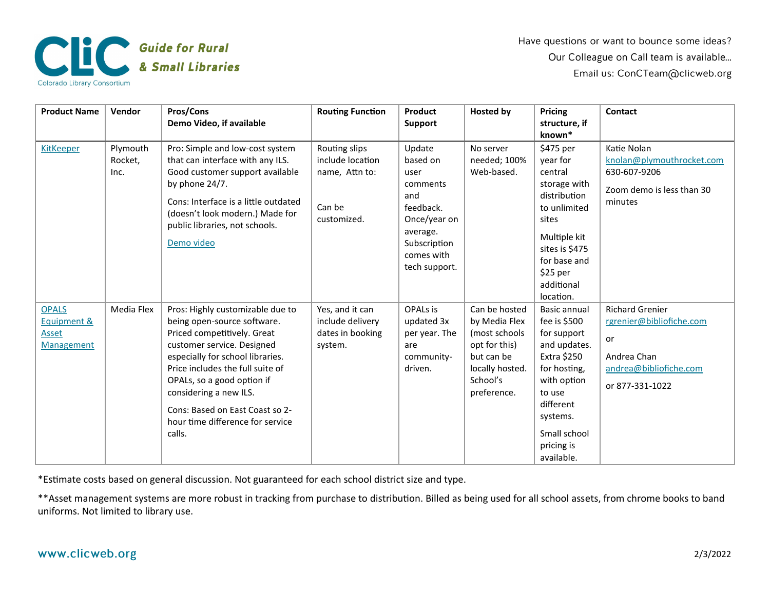CLiC Guide for Rural & Small Libraries

Colorado Library Consortium

Have questions or want to bounce some ideas?
Our Colleague on Call team is available…
Email us: ConCTeam@clicweb.org

| Product Name | Vendor | Pros/Cons<br>Demo Video, if available | Routing Function | Product Support | Hosted by | Pricing structure, if known* | Contact |
|---|---|---|---|---|---|---|---|
| KitKeeper | Plymouth Rocket, Inc. | Pro: Simple and low-cost system that can interface with any ILS. Good customer support available by phone 24/7.<br>Cons: Interface is a little outdated (doesn't look modern.) Made for public libraries, not schools.<br>Demo video | Routing slips include location name, Attn to:<br>Can be customized. | Update based on user comments and feedback. Once/year on average. Subscription comes with tech support. | No server needed; 100% Web-based. | $475 per year for central storage with distribution to unlimited sites<br>Multiple kit sites is $475 for base and $25 per additional location. | Katie Nolan<br>knolan@plymouthrocket.com<br>630-607-9206<br>Zoom demo is less than 30 minutes |
| OPALS Equipment & Asset Management | Media Flex | Pros: Highly customizable due to being open-source software. Priced competitively. Great customer service. Designed especially for school libraries. Price includes the full suite of OPALs, so a good option if considering a new ILS.<br>Cons: Based on East Coast so 2-hour time difference for service calls. | Yes, and it can include delivery dates in booking system. | OPALs is updated 3x per year. The are community-driven. | Can be hosted by Media Flex (most schools opt for this) but can be locally hosted. School's preference. | Basic annual fee is $500 for support and updates. Extra $250 for hosting, with option to use different systems.<br>Small school pricing is available. | Richard Grenier<br>rgrenier@bibliofiche.com<br>or<br>Andrea Chan<br>andrea@bibliofiche.com<br>or 877-331-1022 |

*Estimate costs based on general discussion. Not guaranteed for each school district size and type.

**Asset management systems are more robust in tracking from purchase to distribution. Billed as being used for all school assets, from chrome books to band uniforms. Not limited to library use.

www.clicweb.org

2/3/2022